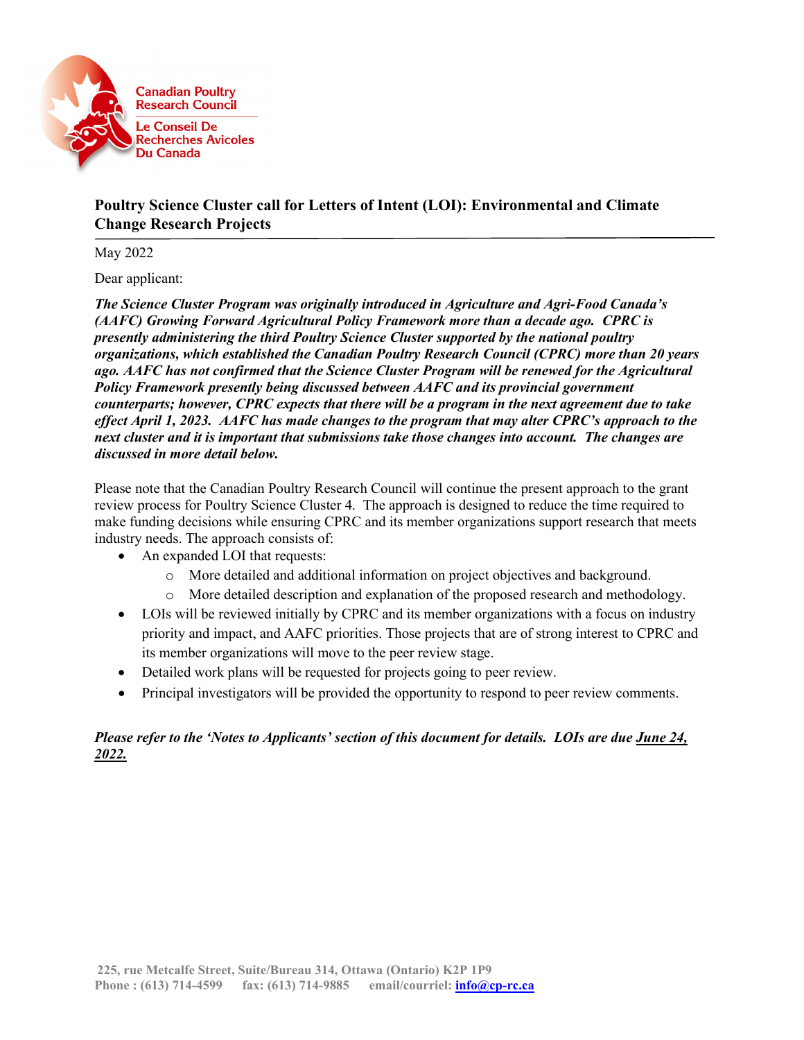Canadian Poultry Research Council

Le Conseil De Recherches Avicoles Du Canada

## Poultry Science Cluster call for Letters of Intent (LOI): Environmental and Climate Change Research Projects

May 2022

Dear applicant:

***The Science Cluster Program was originally introduced in Agriculture and Agri-Food Canada's (AAFC) Growing Forward Agricultural Policy Framework more than a decade ago. CPRC is presently administering the third Poultry Science Cluster supported by the national poultry organizations, which established the Canadian Poultry Research Council (CPRC) more than 20 years ago. AAFC has not confirmed that the Science Cluster Program will be renewed for the Agricultural Policy Framework presently being discussed between AAFC and its provincial government counterparts; however, CPRC expects that there will be a program in the next agreement due to take effect April 1, 2023. AAFC has made changes to the program that may alter CPRC's approach to the next cluster and it is important that submissions take those changes into account. The changes are discussed in more detail below.***

Please note that the Canadian Poultry Research Council will continue the present approach to the grant review process for Poultry Science Cluster 4. The approach is designed to reduce the time required to make funding decisions while ensuring CPRC and its member organizations support research that meets industry needs. The approach consists of:

- An expanded LOI that requests:
  - More detailed and additional information on project objectives and background.
  - More detailed description and explanation of the proposed research and methodology.
- LOIs will be reviewed initially by CPRC and its member organizations with a focus on industry priority and impact, and AAFC priorities. Those projects that are of strong interest to CPRC and its member organizations will move to the peer review stage.
- Detailed work plans will be requested for projects going to peer review.
- Principal investigators will be provided the opportunity to respond to peer review comments.

***Please refer to the 'Notes to Applicants' section of this document for details. LOIs are due <u>June 24, 2022.</u>***

225, rue Metcalfe Street, Suite/Bureau 314, Ottawa (Ontario) K2P 1P9
Phone : (613) 714-4599 fax: (613) 714-9885 email/courriel: info@cp-rc.ca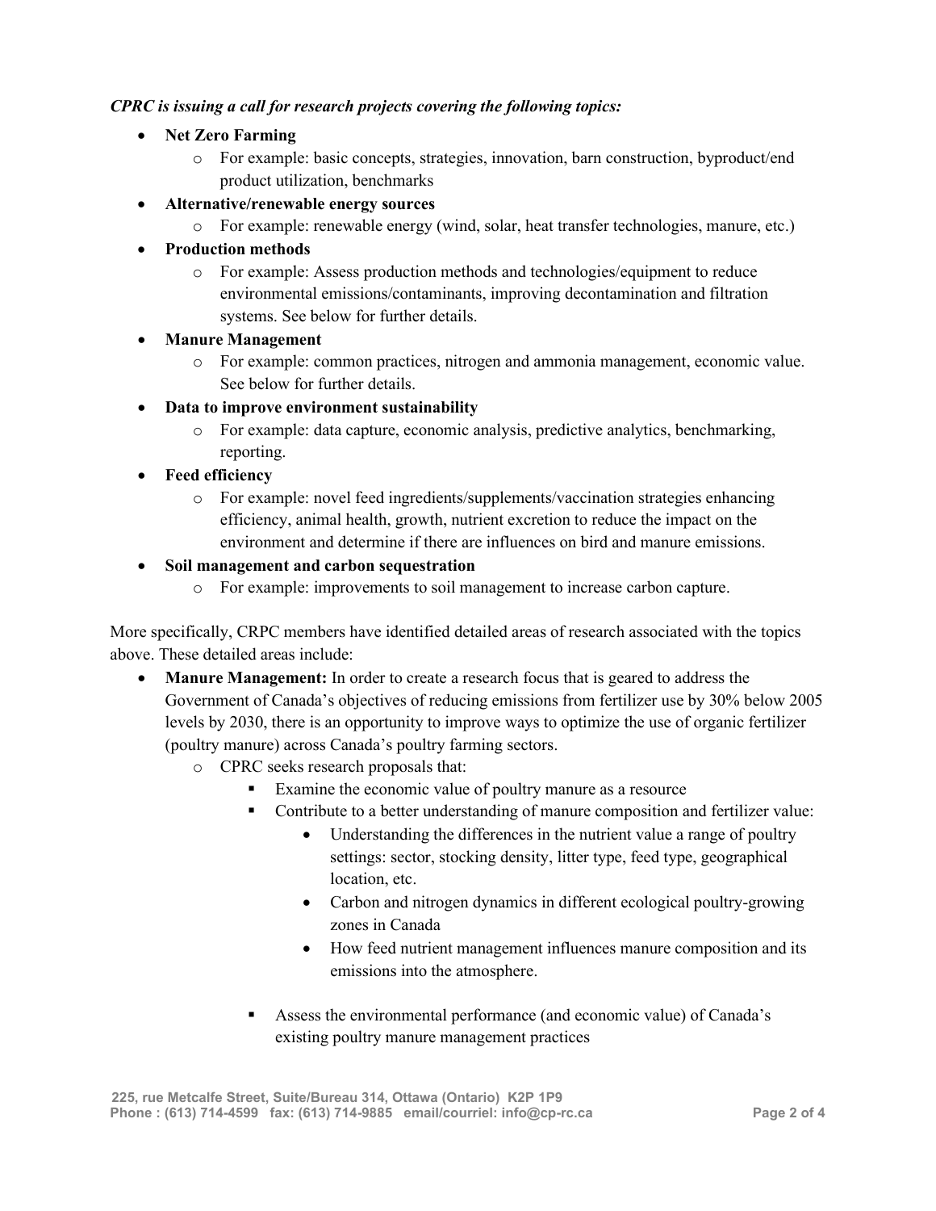***CPRC is issuing a call for research projects covering the following topics:***

- **Net Zero Farming**
  - For example: basic concepts, strategies, innovation, barn construction, byproduct/end product utilization, benchmarks
- **Alternative/renewable energy sources**
  - For example: renewable energy (wind, solar, heat transfer technologies, manure, etc.)
- **Production methods**
  - For example: Assess production methods and technologies/equipment to reduce environmental emissions/contaminants, improving decontamination and filtration systems. See below for further details.
- **Manure Management**
  - For example: common practices, nitrogen and ammonia management, economic value. See below for further details.
- **Data to improve environment sustainability**
  - For example: data capture, economic analysis, predictive analytics, benchmarking, reporting.
- **Feed efficiency**
  - For example: novel feed ingredients/supplements/vaccination strategies enhancing efficiency, animal health, growth, nutrient excretion to reduce the impact on the environment and determine if there are influences on bird and manure emissions.
- **Soil management and carbon sequestration**
  - For example: improvements to soil management to increase carbon capture.

More specifically, CRPC members have identified detailed areas of research associated with the topics above. These detailed areas include:

- **Manure Management:** In order to create a research focus that is geared to address the Government of Canada's objectives of reducing emissions from fertilizer use by 30% below 2005 levels by 2030, there is an opportunity to improve ways to optimize the use of organic fertilizer (poultry manure) across Canada's poultry farming sectors.
  - CPRC seeks research proposals that:
    - Examine the economic value of poultry manure as a resource
    - Contribute to a better understanding of manure composition and fertilizer value:
      - Understanding the differences in the nutrient value a range of poultry settings: sector, stocking density, litter type, feed type, geographical location, etc.
      - Carbon and nitrogen dynamics in different ecological poultry-growing zones in Canada
      - How feed nutrient management influences manure composition and its emissions into the atmosphere.
    - Assess the environmental performance (and economic value) of Canada's existing poultry manure management practices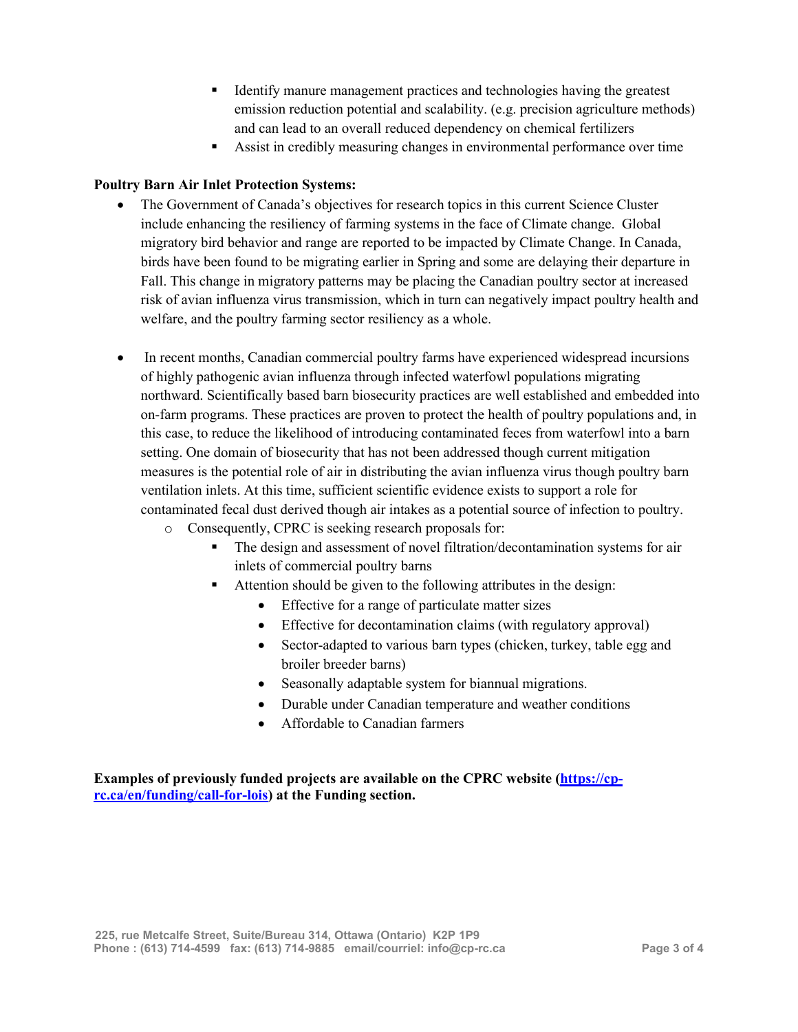- Identify manure management practices and technologies having the greatest emission reduction potential and scalability. (e.g. precision agriculture methods) and can lead to an overall reduced dependency on chemical fertilizers
        - Assist in credibly measuring changes in environmental performance over time

**Poultry Barn Air Inlet Protection Systems:**

- The Government of Canada's objectives for research topics in this current Science Cluster include enhancing the resiliency of farming systems in the face of Climate change. Global migratory bird behavior and range are reported to be impacted by Climate Change. In Canada, birds have been found to be migrating earlier in Spring and some are delaying their departure in Fall. This change in migratory patterns may be placing the Canadian poultry sector at increased risk of avian influenza virus transmission, which in turn can negatively impact poultry health and welfare, and the poultry farming sector resiliency as a whole.

- In recent months, Canadian commercial poultry farms have experienced widespread incursions of highly pathogenic avian influenza through infected waterfowl populations migrating northward. Scientifically based barn biosecurity practices are well established and embedded into on-farm programs. These practices are proven to protect the health of poultry populations and, in this case, to reduce the likelihood of introducing contaminated feces from waterfowl into a barn setting. One domain of biosecurity that has not been addressed though current mitigation measures is the potential role of air in distributing the avian influenza virus though poultry barn ventilation inlets. At this time, sufficient scientific evidence exists to support a role for contaminated fecal dust derived though air intakes as a potential source of infection to poultry.
    - Consequently, CPRC is seeking research proposals for:
        - The design and assessment of novel filtration/decontamination systems for air inlets of commercial poultry barns
        - Attention should be given to the following attributes in the design:
            - Effective for a range of particulate matter sizes
            - Effective for decontamination claims (with regulatory approval)
            - Sector-adapted to various barn types (chicken, turkey, table egg and broiler breeder barns)
            - Seasonally adaptable system for biannual migrations.
            - Durable under Canadian temperature and weather conditions
            - Affordable to Canadian farmers

**Examples of previously funded projects are available on the CPRC website ([https://cp-rc.ca/en/funding/call-for-lois](https://cp-rc.ca/en/funding/call-for-lois)) at the Funding section.**

225, rue Metcalfe Street, Suite/Bureau 314, Ottawa (Ontario) K2P 1P9
Phone : (613) 714-4599 fax: (613) 714-9885 email/courriel: info@cp-rc.ca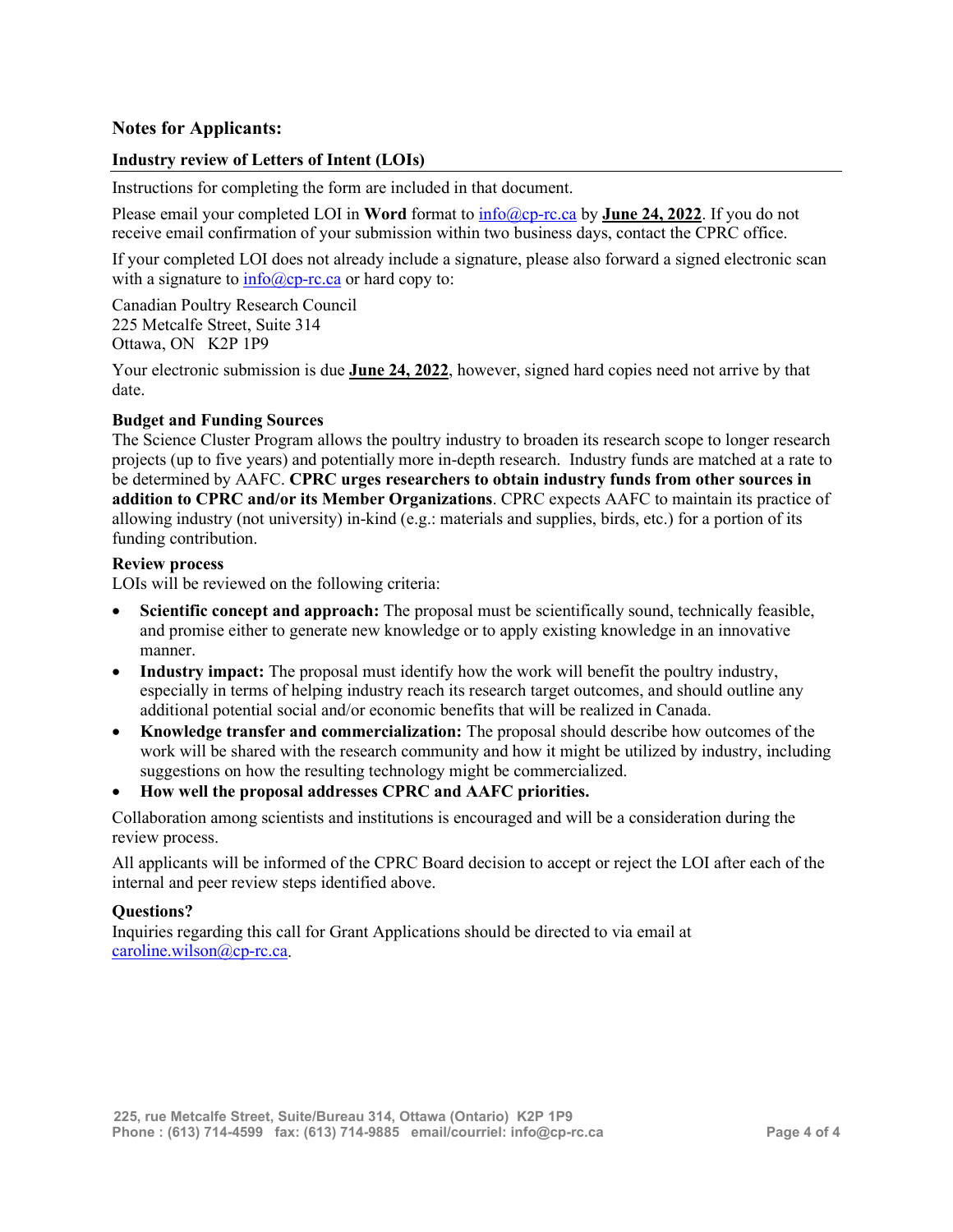## Notes for Applicants:

### Industry review of Letters of Intent (LOIs)

Instructions for completing the form are included in that document.

Please email your completed LOI in **Word** format to info@cp-rc.ca by **June 24, 2022**. If you do not receive email confirmation of your submission within two business days, contact the CPRC office.

If your completed LOI does not already include a signature, please also forward a signed electronic scan with a signature to info@cp-rc.ca or hard copy to:

Canadian Poultry Research Council
225 Metcalfe Street, Suite 314
Ottawa, ON K2P 1P9

Your electronic submission is due **June 24, 2022**, however, signed hard copies need not arrive by that date.

**Budget and Funding Sources**

The Science Cluster Program allows the poultry industry to broaden its research scope to longer research projects (up to five years) and potentially more in-depth research. Industry funds are matched at a rate to be determined by AAFC. **CPRC urges researchers to obtain industry funds from other sources in addition to CPRC and/or its Member Organizations**. CPRC expects AAFC to maintain its practice of allowing industry (not university) in-kind (e.g.: materials and supplies, birds, etc.) for a portion of its funding contribution.

**Review process**

LOIs will be reviewed on the following criteria:

- **Scientific concept and approach:** The proposal must be scientifically sound, technically feasible, and promise either to generate new knowledge or to apply existing knowledge in an innovative manner.
- **Industry impact:** The proposal must identify how the work will benefit the poultry industry, especially in terms of helping industry reach its research target outcomes, and should outline any additional potential social and/or economic benefits that will be realized in Canada.
- **Knowledge transfer and commercialization:** The proposal should describe how outcomes of the work will be shared with the research community and how it might be utilized by industry, including suggestions on how the resulting technology might be commercialized.
- **How well the proposal addresses CPRC and AAFC priorities.**

Collaboration among scientists and institutions is encouraged and will be a consideration during the review process.

All applicants will be informed of the CPRC Board decision to accept or reject the LOI after each of the internal and peer review steps identified above.

**Questions?**

Inquiries regarding this call for Grant Applications should be directed to via email at caroline.wilson@cp-rc.ca.